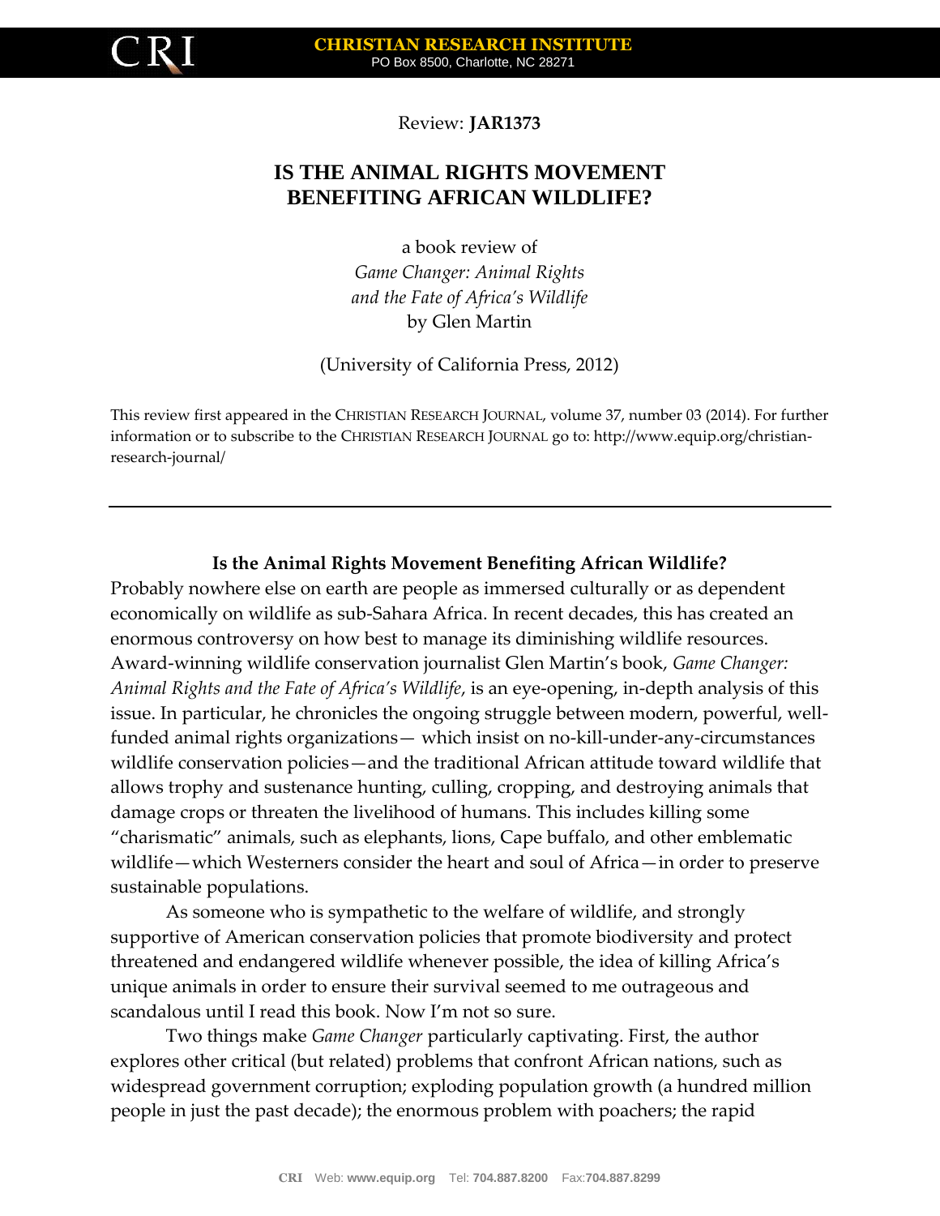Review: **JAR1373**

# IS THE ANIMAL RIGHTS MOVEMENT BENEFITING AFRICAN WILDLIFE?

a book review of
*Game Changer: Animal Rights and the Fate of Africa's Wildlife*
by Glen Martin

(University of California Press, 2012)

This review first appeared in the CHRISTIAN RESEARCH JOURNAL, volume 37, number 03 (2014). For further information or to subscribe to the CHRISTIAN RESEARCH JOURNAL go to: http://www.equip.org/christian-research-journal/

---

## Is the Animal Rights Movement Benefiting African Wildlife?

Probably nowhere else on earth are people as immersed culturally or as dependent economically on wildlife as sub-Sahara Africa. In recent decades, this has created an enormous controversy on how best to manage its diminishing wildlife resources. Award-winning wildlife conservation journalist Glen Martin's book, *Game Changer: Animal Rights and the Fate of Africa's Wildlife*, is an eye-opening, in-depth analysis of this issue. In particular, he chronicles the ongoing struggle between modern, powerful, well-funded animal rights organizations— which insist on no-kill-under-any-circumstances wildlife conservation policies—and the traditional African attitude toward wildlife that allows trophy and sustenance hunting, culling, cropping, and destroying animals that damage crops or threaten the livelihood of humans. This includes killing some "charismatic" animals, such as elephants, lions, Cape buffalo, and other emblematic wildlife—which Westerners consider the heart and soul of Africa—in order to preserve sustainable populations.

As someone who is sympathetic to the welfare of wildlife, and strongly supportive of American conservation policies that promote biodiversity and protect threatened and endangered wildlife whenever possible, the idea of killing Africa's unique animals in order to ensure their survival seemed to me outrageous and scandalous until I read this book. Now I'm not so sure.

Two things make *Game Changer* particularly captivating. First, the author explores other critical (but related) problems that confront African nations, such as widespread government corruption; exploding population growth (a hundred million people in just the past decade); the enormous problem with poachers; the rapid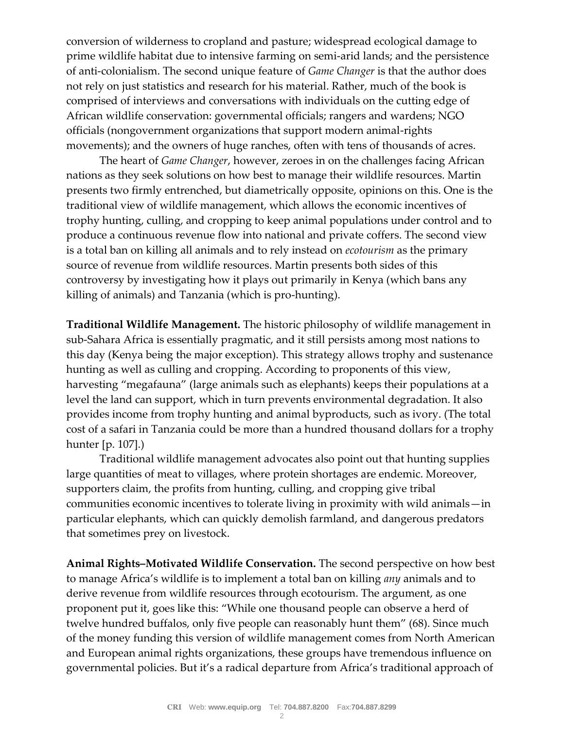conversion of wilderness to cropland and pasture; widespread ecological damage to prime wildlife habitat due to intensive farming on semi-arid lands; and the persistence of anti-colonialism. The second unique feature of *Game Changer* is that the author does not rely on just statistics and research for his material. Rather, much of the book is comprised of interviews and conversations with individuals on the cutting edge of African wildlife conservation: governmental officials; rangers and wardens; NGO officials (nongovernment organizations that support modern animal-rights movements); and the owners of huge ranches, often with tens of thousands of acres.

The heart of *Game Changer*, however, zeroes in on the challenges facing African nations as they seek solutions on how best to manage their wildlife resources. Martin presents two firmly entrenched, but diametrically opposite, opinions on this. One is the traditional view of wildlife management, which allows the economic incentives of trophy hunting, culling, and cropping to keep animal populations under control and to produce a continuous revenue flow into national and private coffers. The second view is a total ban on killing all animals and to rely instead on *ecotourism* as the primary source of revenue from wildlife resources. Martin presents both sides of this controversy by investigating how it plays out primarily in Kenya (which bans any killing of animals) and Tanzania (which is pro-hunting).

**Traditional Wildlife Management.** The historic philosophy of wildlife management in sub-Sahara Africa is essentially pragmatic, and it still persists among most nations to this day (Kenya being the major exception). This strategy allows trophy and sustenance hunting as well as culling and cropping. According to proponents of this view, harvesting "megafauna" (large animals such as elephants) keeps their populations at a level the land can support, which in turn prevents environmental degradation. It also provides income from trophy hunting and animal byproducts, such as ivory. (The total cost of a safari in Tanzania could be more than a hundred thousand dollars for a trophy hunter [p. 107].)

Traditional wildlife management advocates also point out that hunting supplies large quantities of meat to villages, where protein shortages are endemic. Moreover, supporters claim, the profits from hunting, culling, and cropping give tribal communities economic incentives to tolerate living in proximity with wild animals—in particular elephants, which can quickly demolish farmland, and dangerous predators that sometimes prey on livestock.

**Animal Rights–Motivated Wildlife Conservation.** The second perspective on how best to manage Africa's wildlife is to implement a total ban on killing *any* animals and to derive revenue from wildlife resources through ecotourism. The argument, as one proponent put it, goes like this: "While one thousand people can observe a herd of twelve hundred buffalos, only five people can reasonably hunt them" (68). Since much of the money funding this version of wildlife management comes from North American and European animal rights organizations, these groups have tremendous influence on governmental policies. But it's a radical departure from Africa's traditional approach of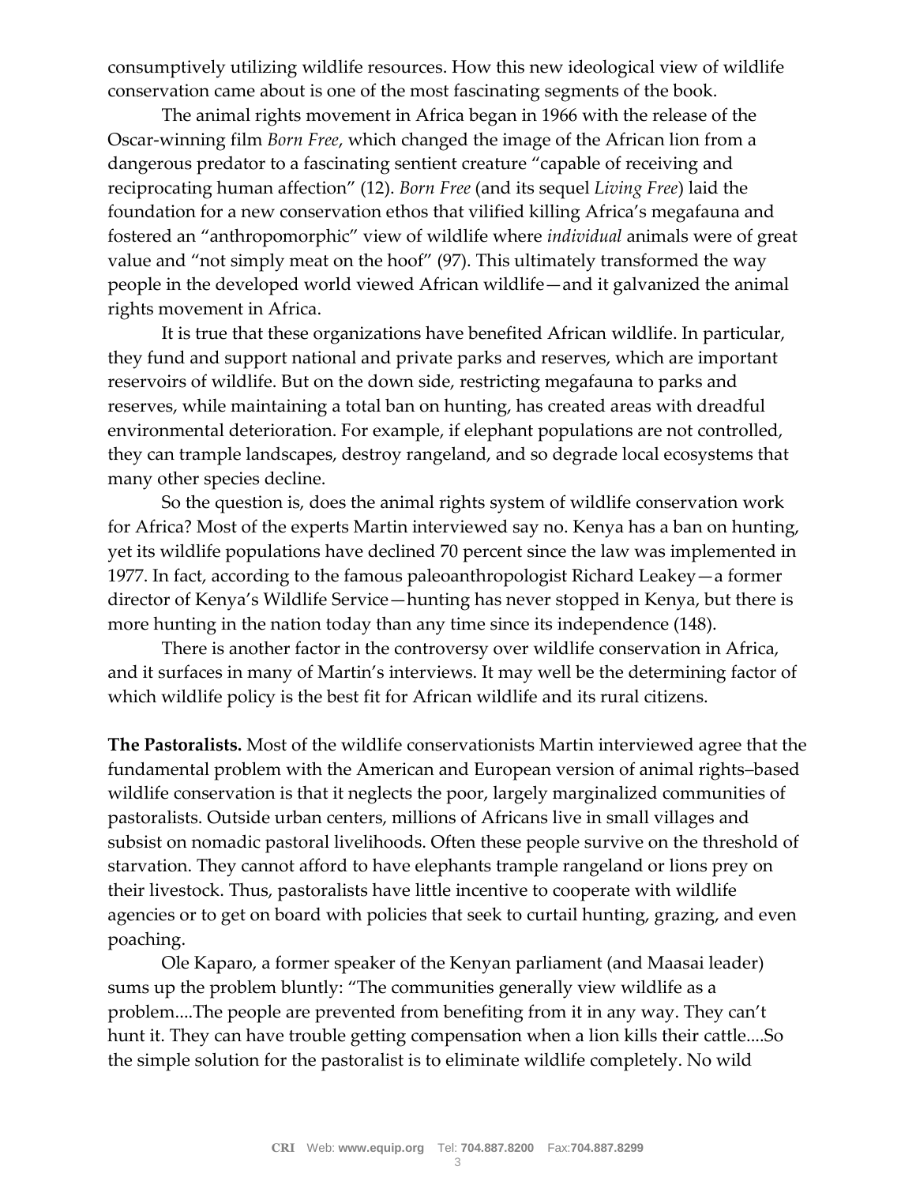consumptively utilizing wildlife resources. How this new ideological view of wildlife conservation came about is one of the most fascinating segments of the book.

The animal rights movement in Africa began in 1966 with the release of the Oscar-winning film *Born Free*, which changed the image of the African lion from a dangerous predator to a fascinating sentient creature "capable of receiving and reciprocating human affection" (12). *Born Free* (and its sequel *Living Free*) laid the foundation for a new conservation ethos that vilified killing Africa's megafauna and fostered an "anthropomorphic" view of wildlife where *individual* animals were of great value and "not simply meat on the hoof" (97). This ultimately transformed the way people in the developed world viewed African wildlife—and it galvanized the animal rights movement in Africa.

It is true that these organizations have benefited African wildlife. In particular, they fund and support national and private parks and reserves, which are important reservoirs of wildlife. But on the down side, restricting megafauna to parks and reserves, while maintaining a total ban on hunting, has created areas with dreadful environmental deterioration. For example, if elephant populations are not controlled, they can trample landscapes, destroy rangeland, and so degrade local ecosystems that many other species decline.

So the question is, does the animal rights system of wildlife conservation work for Africa? Most of the experts Martin interviewed say no. Kenya has a ban on hunting, yet its wildlife populations have declined 70 percent since the law was implemented in 1977. In fact, according to the famous paleoanthropologist Richard Leakey—a former director of Kenya's Wildlife Service—hunting has never stopped in Kenya, but there is more hunting in the nation today than any time since its independence (148).

There is another factor in the controversy over wildlife conservation in Africa, and it surfaces in many of Martin's interviews. It may well be the determining factor of which wildlife policy is the best fit for African wildlife and its rural citizens.

**The Pastoralists.** Most of the wildlife conservationists Martin interviewed agree that the fundamental problem with the American and European version of animal rights–based wildlife conservation is that it neglects the poor, largely marginalized communities of pastoralists. Outside urban centers, millions of Africans live in small villages and subsist on nomadic pastoral livelihoods. Often these people survive on the threshold of starvation. They cannot afford to have elephants trample rangeland or lions prey on their livestock. Thus, pastoralists have little incentive to cooperate with wildlife agencies or to get on board with policies that seek to curtail hunting, grazing, and even poaching.

Ole Kaparo, a former speaker of the Kenyan parliament (and Maasai leader) sums up the problem bluntly: "The communities generally view wildlife as a problem....The people are prevented from benefiting from it in any way. They can't hunt it. They can have trouble getting compensation when a lion kills their cattle....So the simple solution for the pastoralist is to eliminate wildlife completely. No wild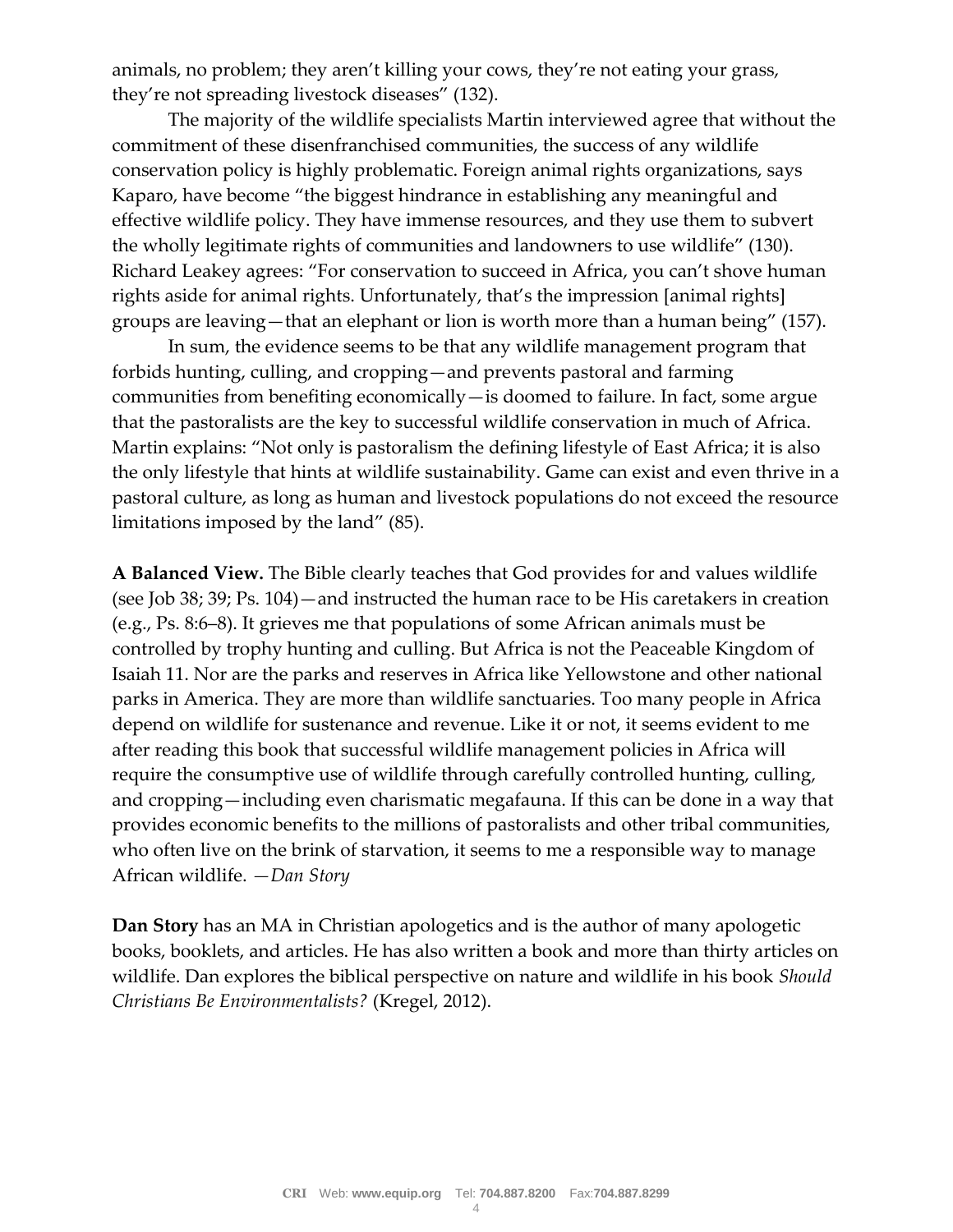animals, no problem; they aren't killing your cows, they're not eating your grass, they're not spreading livestock diseases" (132).

The majority of the wildlife specialists Martin interviewed agree that without the commitment of these disenfranchised communities, the success of any wildlife conservation policy is highly problematic. Foreign animal rights organizations, says Kaparo, have become "the biggest hindrance in establishing any meaningful and effective wildlife policy. They have immense resources, and they use them to subvert the wholly legitimate rights of communities and landowners to use wildlife" (130). Richard Leakey agrees: "For conservation to succeed in Africa, you can't shove human rights aside for animal rights. Unfortunately, that's the impression [animal rights] groups are leaving—that an elephant or lion is worth more than a human being" (157).

In sum, the evidence seems to be that any wildlife management program that forbids hunting, culling, and cropping—and prevents pastoral and farming communities from benefiting economically—is doomed to failure. In fact, some argue that the pastoralists are the key to successful wildlife conservation in much of Africa. Martin explains: "Not only is pastoralism the defining lifestyle of East Africa; it is also the only lifestyle that hints at wildlife sustainability. Game can exist and even thrive in a pastoral culture, as long as human and livestock populations do not exceed the resource limitations imposed by the land" (85).

**A Balanced View.** The Bible clearly teaches that God provides for and values wildlife (see Job 38; 39; Ps. 104)—and instructed the human race to be His caretakers in creation (e.g., Ps. 8:6–8). It grieves me that populations of some African animals must be controlled by trophy hunting and culling. But Africa is not the Peaceable Kingdom of Isaiah 11. Nor are the parks and reserves in Africa like Yellowstone and other national parks in America. They are more than wildlife sanctuaries. Too many people in Africa depend on wildlife for sustenance and revenue. Like it or not, it seems evident to me after reading this book that successful wildlife management policies in Africa will require the consumptive use of wildlife through carefully controlled hunting, culling, and cropping—including even charismatic megafauna. If this can be done in a way that provides economic benefits to the millions of pastoralists and other tribal communities, who often live on the brink of starvation, it seems to me a responsible way to manage African wildlife. *—Dan Story*

**Dan Story** has an MA in Christian apologetics and is the author of many apologetic books, booklets, and articles. He has also written a book and more than thirty articles on wildlife. Dan explores the biblical perspective on nature and wildlife in his book *Should Christians Be Environmentalists?* (Kregel, 2012).

**CRI** Web: **www.equip.org** Tel: **704.887.8200** Fax:**704.887.8299**